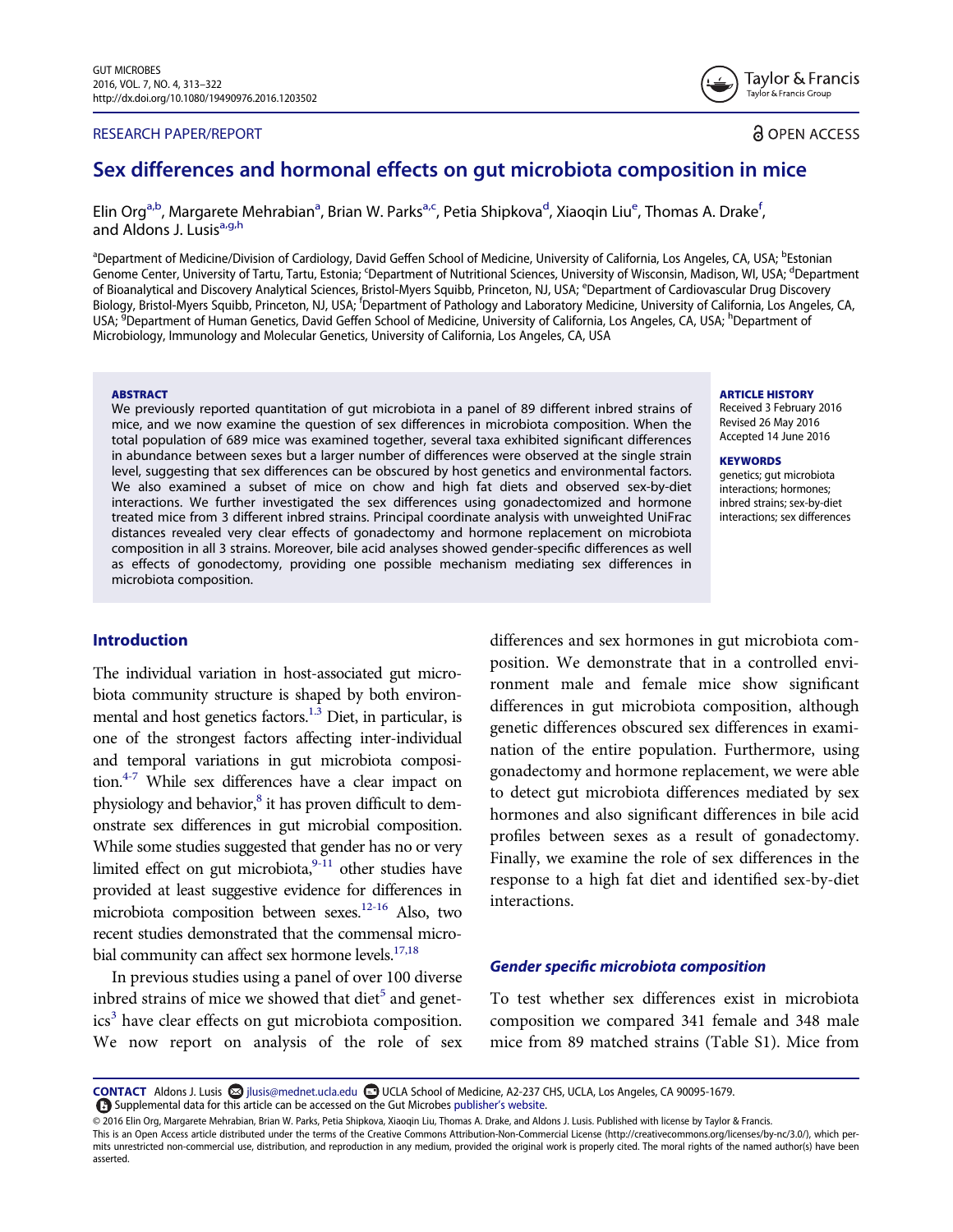RESEARCH PAPER/REPORT

OPEN ACCESS

# Sex differences and hormonal effects on gut microbiota composition in mice

Elin Org[a,b], Margarete Mehrabian[a], Brian W. Parks[a,c], Petia Shipkova[d], Xiaoqin Liu[e], Thomas A. Drake[f], and Aldons J. Lusis[a,g,h]

[a]Department of Medicine/Division of Cardiology, David Geffen School of Medicine, University of California, Los Angeles, CA, USA; [b]Estonian Genome Center, University of Tartu, Tartu, Estonia; [c]Department of Nutritional Sciences, University of Wisconsin, Madison, WI, USA; [d]Department of Bioanalytical and Discovery Analytical Sciences, Bristol-Myers Squibb, Princeton, NJ, USA; [e]Department of Cardiovascular Drug Discovery Biology, Bristol-Myers Squibb, Princeton, NJ, USA; [f]Department of Pathology and Laboratory Medicine, University of California, Los Angeles, CA, USA; [g]Department of Human Genetics, David Geffen School of Medicine, University of California, Los Angeles, CA, USA; [h]Department of Microbiology, Immunology and Molecular Genetics, University of California, Los Angeles, CA, USA

**ABSTRACT**

We previously reported quantitation of gut microbiota in a panel of 89 different inbred strains of mice, and we now examine the question of sex differences in microbiota composition. When the total population of 689 mice was examined together, several taxa exhibited significant differences in abundance between sexes but a larger number of differences were observed at the single strain level, suggesting that sex differences can be obscured by host genetics and environmental factors. We also examined a subset of mice on chow and high fat diets and observed sex-by-diet interactions. We further investigated the sex differences using gonadectomized and hormone treated mice from 3 different inbred strains. Principal coordinate analysis with unweighted UniFrac distances revealed very clear effects of gonadectomy and hormone replacement on microbiota composition in all 3 strains. Moreover, bile acid analyses showed gender-specific differences as well as effects of gonodectomy, providing one possible mechanism mediating sex differences in microbiota composition.

**ARTICLE HISTORY**

Received 3 February 2016
Revised 26 May 2016
Accepted 14 June 2016

**KEYWORDS**

genetics; gut microbiota interactions; hormones; inbred strains; sex-by-diet interactions; sex differences

## Introduction

The individual variation in host-associated gut microbiota community structure is shaped by both environmental and host genetics factors.[1,3] Diet, in particular, is one of the strongest factors affecting inter-individual and temporal variations in gut microbiota composition.[4-7] While sex differences have a clear impact on physiology and behavior,[8] it has proven difficult to demonstrate sex differences in gut microbial composition. While some studies suggested that gender has no or very limited effect on gut microbiota,[9-11] other studies have provided at least suggestive evidence for differences in microbiota composition between sexes.[12-16] Also, two recent studies demonstrated that the commensal microbial community can affect sex hormone levels.[17,18]

In previous studies using a panel of over 100 diverse inbred strains of mice we showed that diet[5] and genetics[3] have clear effects on gut microbiota composition. We now report on analysis of the role of sex differences and sex hormones in gut microbiota composition. We demonstrate that in a controlled environment male and female mice show significant differences in gut microbiota composition, although genetic differences obscured sex differences in examination of the entire population. Furthermore, using gonadectomy and hormone replacement, we were able to detect gut microbiota differences mediated by sex hormones and also significant differences in bile acid profiles between sexes as a result of gonadectomy. Finally, we examine the role of sex differences in the response to a high fat diet and identified sex-by-diet interactions.

### *Gender specific microbiota composition*

To test whether sex differences exist in microbiota composition we compared 341 female and 348 male mice from 89 matched strains (Table S1). Mice from

**CONTACT** Aldons J. Lusis jlusis@mednet.ucla.edu UCLA School of Medicine, A2-237 CHS, UCLA, Los Angeles, CA 90095-1679.
Supplemental data for this article can be accessed on the Gut Microbes publisher's website.

© 2016 Elin Org, Margarete Mehrabian, Brian W. Parks, Petia Shipkova, Xiaoqin Liu, Thomas A. Drake, and Aldons J. Lusis. Published with license by Taylor & Francis.
This is an Open Access article distributed under the terms of the Creative Commons Attribution-Non-Commercial License (http://creativecommons.org/licenses/by-nc/3.0/), which permits unrestricted non-commercial use, distribution, and reproduction in any medium, provided the original work is properly cited. The moral rights of the named author(s) have been asserted.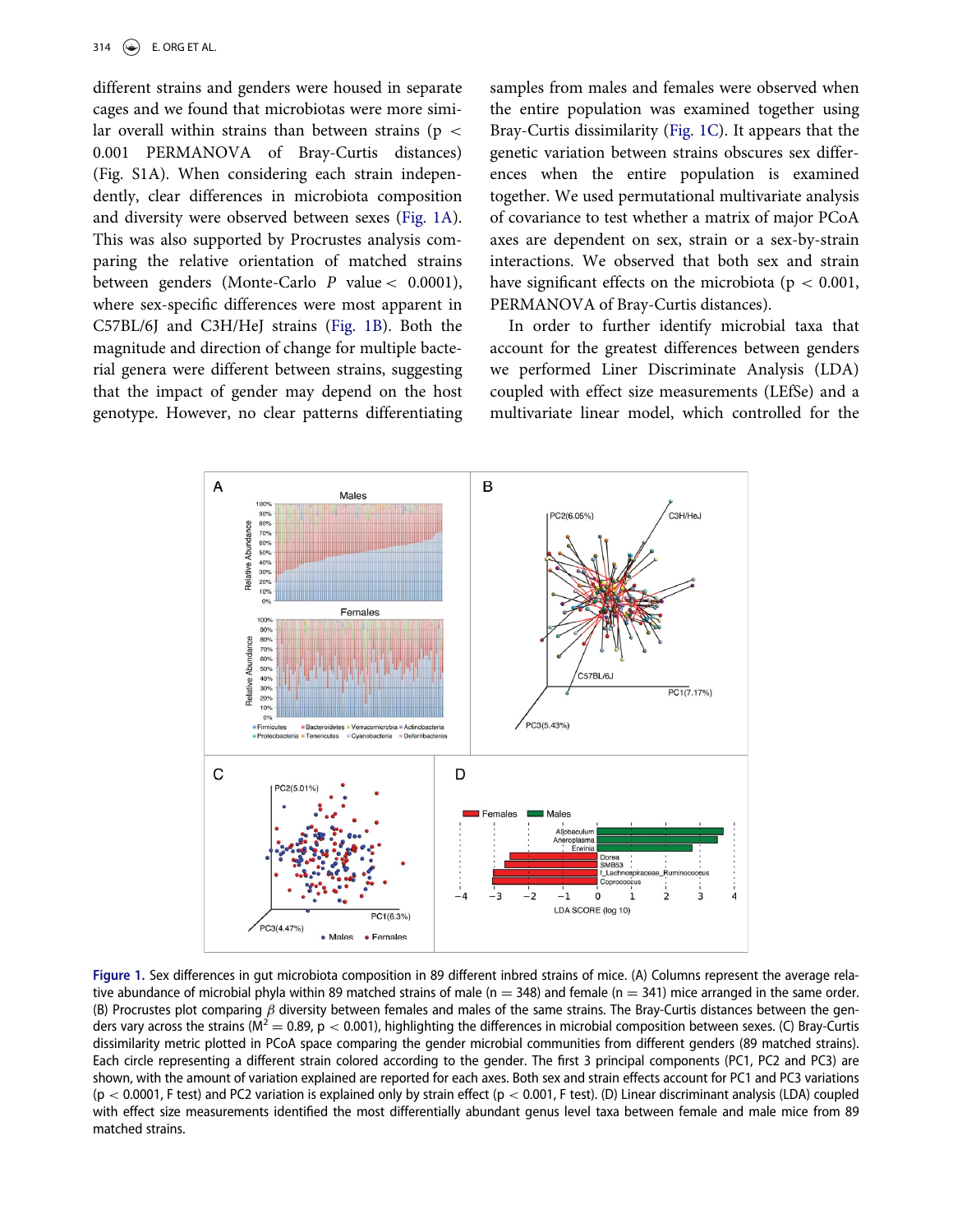different strains and genders were housed in separate cages and we found that microbiotas were more similar overall within strains than between strains ($p < 0.001$ PERMANOVA of Bray-Curtis distances) (Fig. S1A). When considering each strain independently, clear differences in microbiota composition and diversity were observed between sexes (Fig. 1A). This was also supported by Procrustes analysis comparing the relative orientation of matched strains between genders (Monte-Carlo $P$ value $< 0.0001$), where sex-specific differences were most apparent in C57BL/6J and C3H/HeJ strains (Fig. 1B). Both the magnitude and direction of change for multiple bacterial genera were different between strains, suggesting that the impact of gender may depend on the host genotype. However, no clear patterns differentiating samples from males and females were observed when the entire population was examined together using Bray-Curtis dissimilarity (Fig. 1C). It appears that the genetic variation between strains obscures sex differences when the entire population is examined together. We used permutational multivariate analysis of covariance to test whether a matrix of major PCoA axes are dependent on sex, strain or a sex-by-strain interactions. We observed that both sex and strain have significant effects on the microbiota ($p < 0.001$, PERMANOVA of Bray-Curtis distances).

In order to further identify microbial taxa that account for the greatest differences between genders we performed Liner Discriminate Analysis (LDA) coupled with effect size measurements (LEfSe) and a multivariate linear model, which controlled for the

**Figure 1.** Sex differences in gut microbiota composition in 89 different inbred strains of mice. (A) Columns represent the average relative abundance of microbial phyla within 89 matched strains of male ($n = 348$) and female ($n = 341$) mice arranged in the same order. (B) Procrustes plot comparing $\beta$ diversity between females and males of the same strains. The Bray-Curtis distances between the genders vary across the strains ($M^2 = 0.89$, $p < 0.001$), highlighting the differences in microbial composition between sexes. (C) Bray-Curtis dissimilarity metric plotted in PCoA space comparing the gender microbial communities from different genders (89 matched strains). Each circle representing a different strain colored according to the gender. The first 3 principal components (PC1, PC2 and PC3) are shown, with the amount of variation explained are reported for each axes. Both sex and strain effects account for PC1 and PC3 variations ($p < 0.0001$, F test) and PC2 variation is explained only by strain effect ($p < 0.001$, F test). (D) Linear discriminant analysis (LDA) coupled with effect size measurements identified the most differentially abundant genus level taxa between female and male mice from 89 matched strains.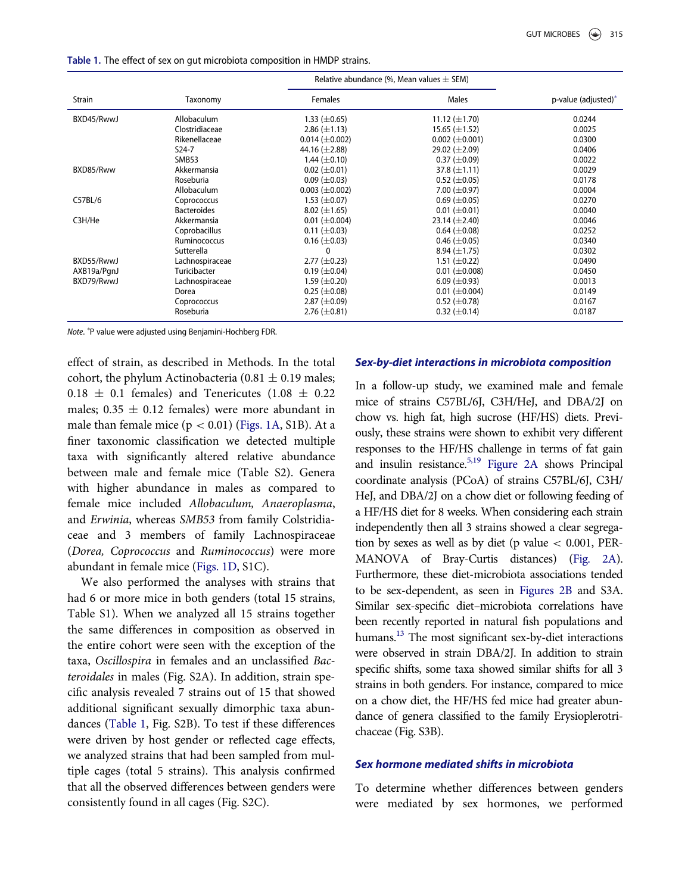**Table 1.** The effect of sex on gut microbiota composition in HMDP strains.

| Strain | Taxonomy | Relative abundance (%, Mean values ± SEM) | | p-value (adjusted)* |
|---|---|---|---|---|
| | | Females | Males | |
| BXD45/RwwJ | Allobaculum | 1.33 (±0.65) | 11.12 (±1.70) | 0.0244 |
| | Clostridiaceae | 2.86 (±1.13) | 15.65 (±1.52) | 0.0025 |
| | Rikenellaceae | 0.014 (±0.002) | 0.002 (±0.001) | 0.0300 |
| | S24-7 | 44.16 (±2.88) | 29.02 (±2.09) | 0.0406 |
| | SMB53 | 1.44 (±0.10) | 0.37 (±0.09) | 0.0022 |
| BXD85/Rww | Akkermansia | 0.02 (±0.01) | 37.8 (±1.11) | 0.0029 |
| | Roseburia | 0.09 (±0.03) | 0.52 (±0.05) | 0.0178 |
| | Allobaculum | 0.003 (±0.002) | 7.00 (±0.97) | 0.0004 |
| C57BL/6 | Coprococcus | 1.53 (±0.07) | 0.69 (±0.05) | 0.0270 |
| | Bacteroides | 8.02 (±1.65) | 0.01 (±0.01) | 0.0040 |
| C3H/He | Akkermansia | 0.01 (±0.004) | 23.14 (±2.40) | 0.0046 |
| | Coprobacillus | 0.11 (±0.03) | 0.64 (±0.08) | 0.0252 |
| | Ruminococcus | 0.16 (±0.03) | 0.46 (±0.05) | 0.0340 |
| | Sutterella | 0 | 8.94 (±1.75) | 0.0302 |
| BXD55/RwwJ | Lachnospiraceae | 2.77 (±0.23) | 1.51 (±0.22) | 0.0490 |
| AXB19a/PgnJ | Turicibacter | 0.19 (±0.04) | 0.01 (±0.008) | 0.0450 |
| BXD79/RwwJ | Lachnospiraceae | 1.59 (±0.20) | 6.09 (±0.93) | 0.0013 |
| | Dorea | 0.25 (±0.08) | 0.01 (±0.004) | 0.0149 |
| | Coprococcus | 2.87 (±0.09) | 0.52 (±0.78) | 0.0167 |
| | Roseburia | 2.76 (±0.81) | 0.32 (±0.14) | 0.0187 |

*Note.* *P value were adjusted using Benjamini-Hochberg FDR.

effect of strain, as described in Methods. In the total cohort, the phylum Actinobacteria (0.81 ± 0.19 males; 0.18 ± 0.1 females) and Tenericutes (1.08 ± 0.22 males; 0.35 ± 0.12 females) were more abundant in male than female mice ($p < 0.01$) (Figs. 1A, S1B). At a finer taxonomic classification we detected multiple taxa with significantly altered relative abundance between male and female mice (Table S2). Genera with higher abundance in males as compared to female mice included *Allobaculum, Anaeroplasma*, and *Erwinia*, whereas *SMB53* from family Colstridiaceae and 3 members of family Lachnospiraceae (*Dorea, Coprococcus* and *Ruminococcus*) were more abundant in female mice (Figs. 1D, S1C).

We also performed the analyses with strains that had 6 or more mice in both genders (total 15 strains, Table S1). When we analyzed all 15 strains together the same differences in composition as observed in the entire cohort were seen with the exception of the taxa, *Oscillospira* in females and an unclassified *Bacteroidales* in males (Fig. S2A). In addition, strain specific analysis revealed 7 strains out of 15 that showed additional significant sexually dimorphic taxa abundances (Table 1, Fig. S2B). To test if these differences were driven by host gender or reflected cage effects, we analyzed strains that had been sampled from multiple cages (total 5 strains). This analysis confirmed that all the observed differences between genders were consistently found in all cages (Fig. S2C).

### Sex-by-diet interactions in microbiota composition

In a follow-up study, we examined male and female mice of strains C57BL/6J, C3H/HeJ, and DBA/2J on chow vs. high fat, high sucrose (HF/HS) diets. Previously, these strains were shown to exhibit very different responses to the HF/HS challenge in terms of fat gain and insulin resistance.[5,19] Figure 2A shows Principal coordinate analysis (PCoA) of strains C57BL/6J, C3H/HeJ, and DBA/2J on a chow diet or following feeding of a HF/HS diet for 8 weeks. When considering each strain independently then all 3 strains showed a clear segregation by sexes as well as by diet (p value $< 0.001$, PERMANOVA of Bray-Curtis distances) (Fig. 2A). Furthermore, these diet-microbiota associations tended to be sex-dependent, as seen in Figures 2B and S3A. Similar sex-specific diet–microbiota correlations have been recently reported in natural fish populations and humans.[13] The most significant sex-by-diet interactions were observed in strain DBA/2J. In addition to strain specific shifts, some taxa showed similar shifts for all 3 strains in both genders. For instance, compared to mice on a chow diet, the HF/HS fed mice had greater abundance of genera classified to the family Erysioplerotrichaceae (Fig. S3B).

### Sex hormone mediated shifts in microbiota

To determine whether differences between genders were mediated by sex hormones, we performed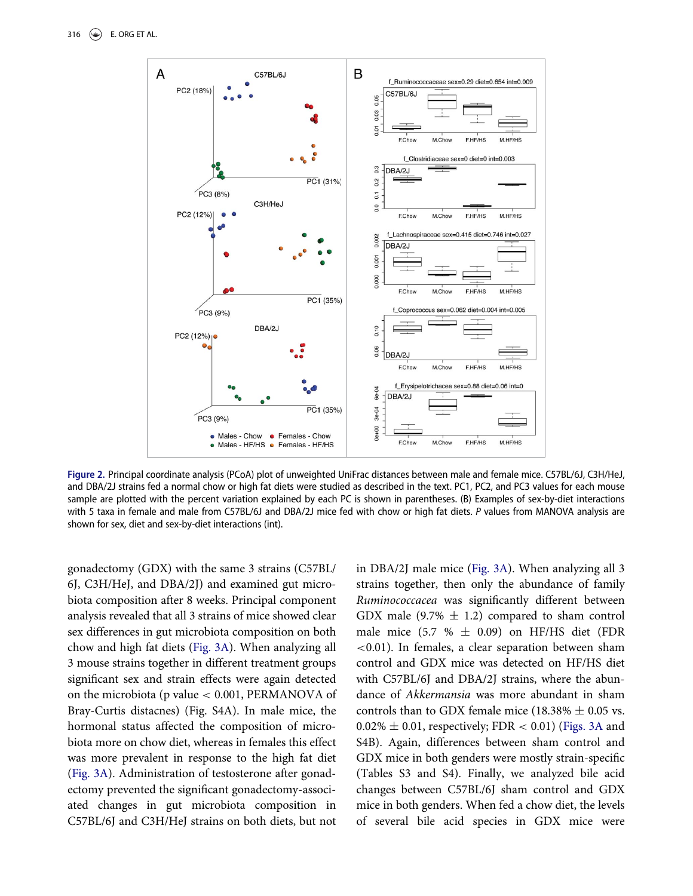**Figure 2.** Principal coordinate analysis (PCoA) plot of unweighted UniFrac distances between male and female mice. C57BL/6J, C3H/HeJ, and DBA/2J strains fed a normal chow or high fat diets were studied as described in the text. PC1, PC2, and PC3 values for each mouse sample are plotted with the percent variation explained by each PC is shown in parentheses. (B) Examples of sex-by-diet interactions with 5 taxa in female and male from C57BL/6J and DBA/2J mice fed with chow or high fat diets. *P* values from MANOVA analysis are shown for sex, diet and sex-by-diet interactions (int).

gonadectomy (GDX) with the same 3 strains (C57BL/6J, C3H/HeJ, and DBA/2J) and examined gut microbiota composition after 8 weeks. Principal component analysis revealed that all 3 strains of mice showed clear sex differences in gut microbiota composition on both chow and high fat diets (Fig. 3A). When analyzing all 3 mouse strains together in different treatment groups significant sex and strain effects were again detected on the microbiota (p value < 0.001, PERMANOVA of Bray-Curtis distacnes) (Fig. S4A). In male mice, the hormonal status affected the composition of microbiota more on chow diet, whereas in females this effect was more prevalent in response to the high fat diet (Fig. 3A). Administration of testosterone after gonadectomy prevented the significant gonadectomy-associated changes in gut microbiota composition in C57BL/6J and C3H/HeJ strains on both diets, but not in DBA/2J male mice (Fig. 3A). When analyzing all 3 strains together, then only the abundance of family *Ruminococcacea* was significantly different between GDX male (9.7% ± 1.2) compared to sham control male mice (5.7 % ± 0.09) on HF/HS diet (FDR <0.01). In females, a clear separation between sham control and GDX mice was detected on HF/HS diet with C57BL/6J and DBA/2J strains, where the abundance of *Akkermansia* was more abundant in sham controls than to GDX female mice (18.38% ± 0.05 vs. 0.02% ± 0.01, respectively; FDR < 0.01) (Figs. 3A and S4B). Again, differences between sham control and GDX mice in both genders were mostly strain-specific (Tables S3 and S4). Finally, we analyzed bile acid changes between C57BL/6J sham control and GDX mice in both genders. When fed a chow diet, the levels of several bile acid species in GDX mice were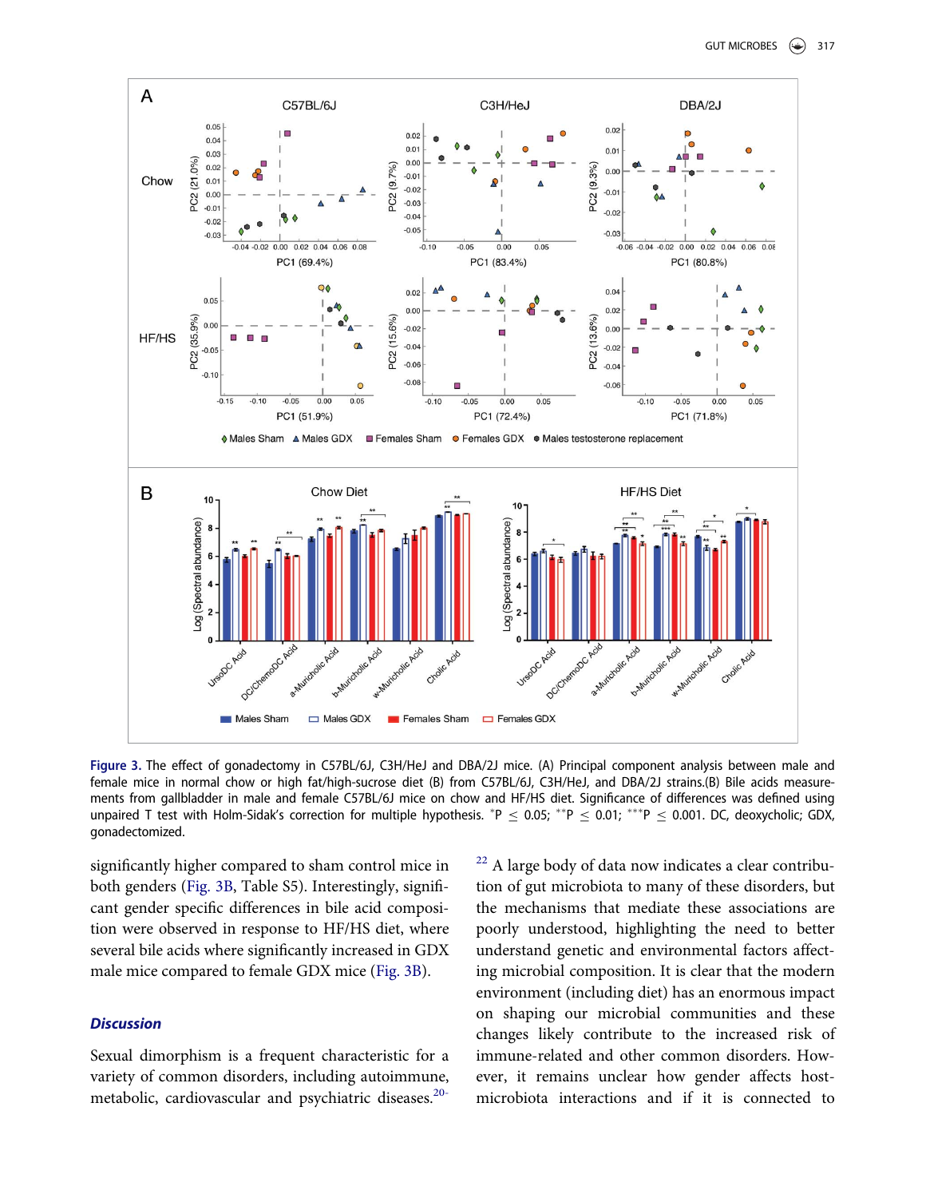**Figure 3.** The effect of gonadectomy in C57BL/6J, C3H/HeJ and DBA/2J mice. (A) Principal component analysis between male and female mice in normal chow or high fat/high-sucrose diet (B) from C57BL/6J, C3H/HeJ, and DBA/2J strains.(B) Bile acids measurements from gallbladder in male and female C57BL/6J mice on chow and HF/HS diet. Significance of differences was defined using unpaired T test with Holm-Sidak's correction for multiple hypothesis. $^{*}P \leq 0.05$; $^{**}P \leq 0.01$; $^{***}P \leq 0.001$. DC, deoxycholic; GDX, gonadectomized.

significantly higher compared to sham control mice in both genders (Fig. 3B, Table S5). Interestingly, significant gender specific differences in bile acid composition were observed in response to HF/HS diet, where several bile acids where significantly increased in GDX male mice compared to female GDX mice (Fig. 3B).

## Discussion

Sexual dimorphism is a frequent characteristic for a variety of common disorders, including autoimmune, metabolic, cardiovascular and psychiatric diseases.[20-22] A large body of data now indicates a clear contribution of gut microbiota to many of these disorders, but the mechanisms that mediate these associations are poorly understood, highlighting the need to better understand genetic and environmental factors affecting microbial composition. It is clear that the modern environment (including diet) has an enormous impact on shaping our microbial communities and these changes likely contribute to the increased risk of immune-related and other common disorders. However, it remains unclear how gender affects host-microbiota interactions and if it is connected to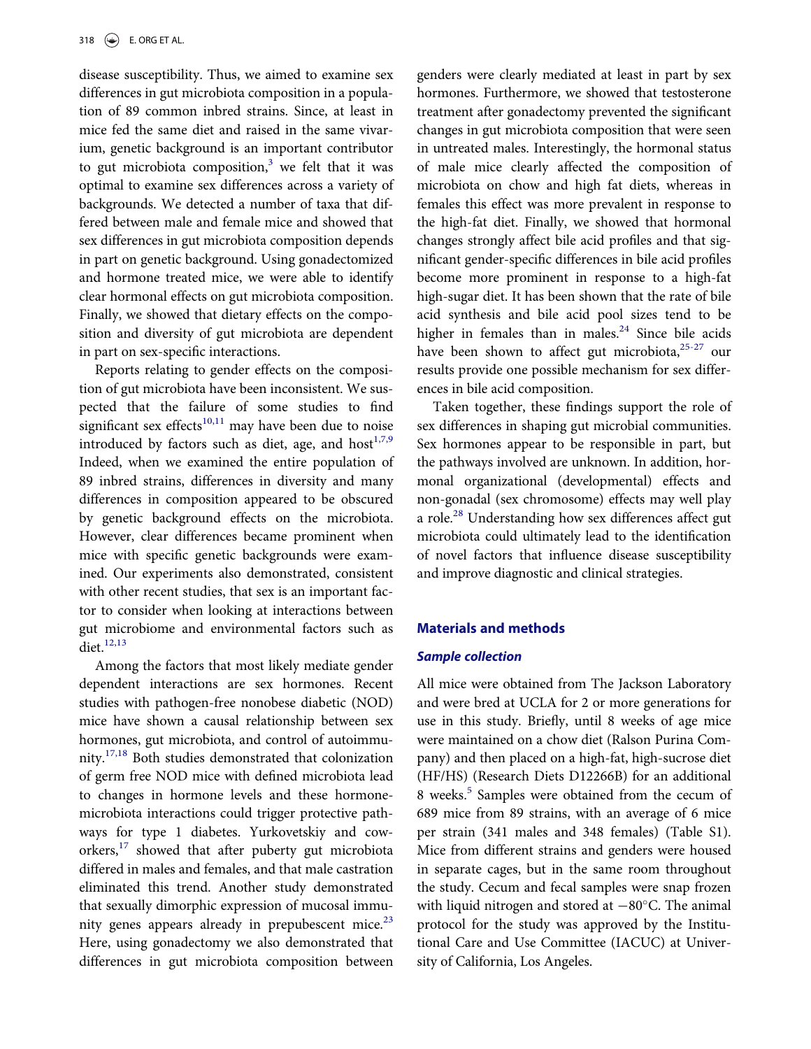disease susceptibility. Thus, we aimed to examine sex differences in gut microbiota composition in a population of 89 common inbred strains. Since, at least in mice fed the same diet and raised in the same vivarium, genetic background is an important contributor to gut microbiota composition,[3] we felt that it was optimal to examine sex differences across a variety of backgrounds. We detected a number of taxa that differed between male and female mice and showed that sex differences in gut microbiota composition depends in part on genetic background. Using gonadectomized and hormone treated mice, we were able to identify clear hormonal effects on gut microbiota composition. Finally, we showed that dietary effects on the composition and diversity of gut microbiota are dependent in part on sex-specific interactions.

Reports relating to gender effects on the composition of gut microbiota have been inconsistent. We suspected that the failure of some studies to find significant sex effects[10,11] may have been due to noise introduced by factors such as diet, age, and host[1,7,9] Indeed, when we examined the entire population of 89 inbred strains, differences in diversity and many differences in composition appeared to be obscured by genetic background effects on the microbiota. However, clear differences became prominent when mice with specific genetic backgrounds were examined. Our experiments also demonstrated, consistent with other recent studies, that sex is an important factor to consider when looking at interactions between gut microbiome and environmental factors such as diet.[12,13]

Among the factors that most likely mediate gender dependent interactions are sex hormones. Recent studies with pathogen-free nonobese diabetic (NOD) mice have shown a causal relationship between sex hormones, gut microbiota, and control of autoimmunity.[17,18] Both studies demonstrated that colonization of germ free NOD mice with defined microbiota lead to changes in hormone levels and these hormone-microbiota interactions could trigger protective pathways for type 1 diabetes. Yurkovetskiy and coworkers,[17] showed that after puberty gut microbiota differed in males and females, and that male castration eliminated this trend. Another study demonstrated that sexually dimorphic expression of mucosal immunity genes appears already in prepubescent mice.[23] Here, using gonadectomy we also demonstrated that differences in gut microbiota composition between genders were clearly mediated at least in part by sex hormones. Furthermore, we showed that testosterone treatment after gonadectomy prevented the significant changes in gut microbiota composition that were seen in untreated males. Interestingly, the hormonal status of male mice clearly affected the composition of microbiota on chow and high fat diets, whereas in females this effect was more prevalent in response to the high-fat diet. Finally, we showed that hormonal changes strongly affect bile acid profiles and that significant gender-specific differences in bile acid profiles become more prominent in response to a high-fat high-sugar diet. It has been shown that the rate of bile acid synthesis and bile acid pool sizes tend to be higher in females than in males.[24] Since bile acids have been shown to affect gut microbiota,[25-27] our results provide one possible mechanism for sex differences in bile acid composition.

Taken together, these findings support the role of sex differences in shaping gut microbial communities. Sex hormones appear to be responsible in part, but the pathways involved are unknown. In addition, hormonal organizational (developmental) effects and non-gonadal (sex chromosome) effects may well play a role.[28] Understanding how sex differences affect gut microbiota could ultimately lead to the identification of novel factors that influence disease susceptibility and improve diagnostic and clinical strategies.

## Materials and methods

### *Sample collection*

All mice were obtained from The Jackson Laboratory and were bred at UCLA for 2 or more generations for use in this study. Briefly, until 8 weeks of age mice were maintained on a chow diet (Ralson Purina Company) and then placed on a high-fat, high-sucrose diet (HF/HS) (Research Diets D12266B) for an additional 8 weeks.[5] Samples were obtained from the cecum of 689 mice from 89 strains, with an average of 6 mice per strain (341 males and 348 females) (Table S1). Mice from different strains and genders were housed in separate cages, but in the same room throughout the study. Cecum and fecal samples were snap frozen with liquid nitrogen and stored at −80°C. The animal protocol for the study was approved by the Institutional Care and Use Committee (IACUC) at University of California, Los Angeles.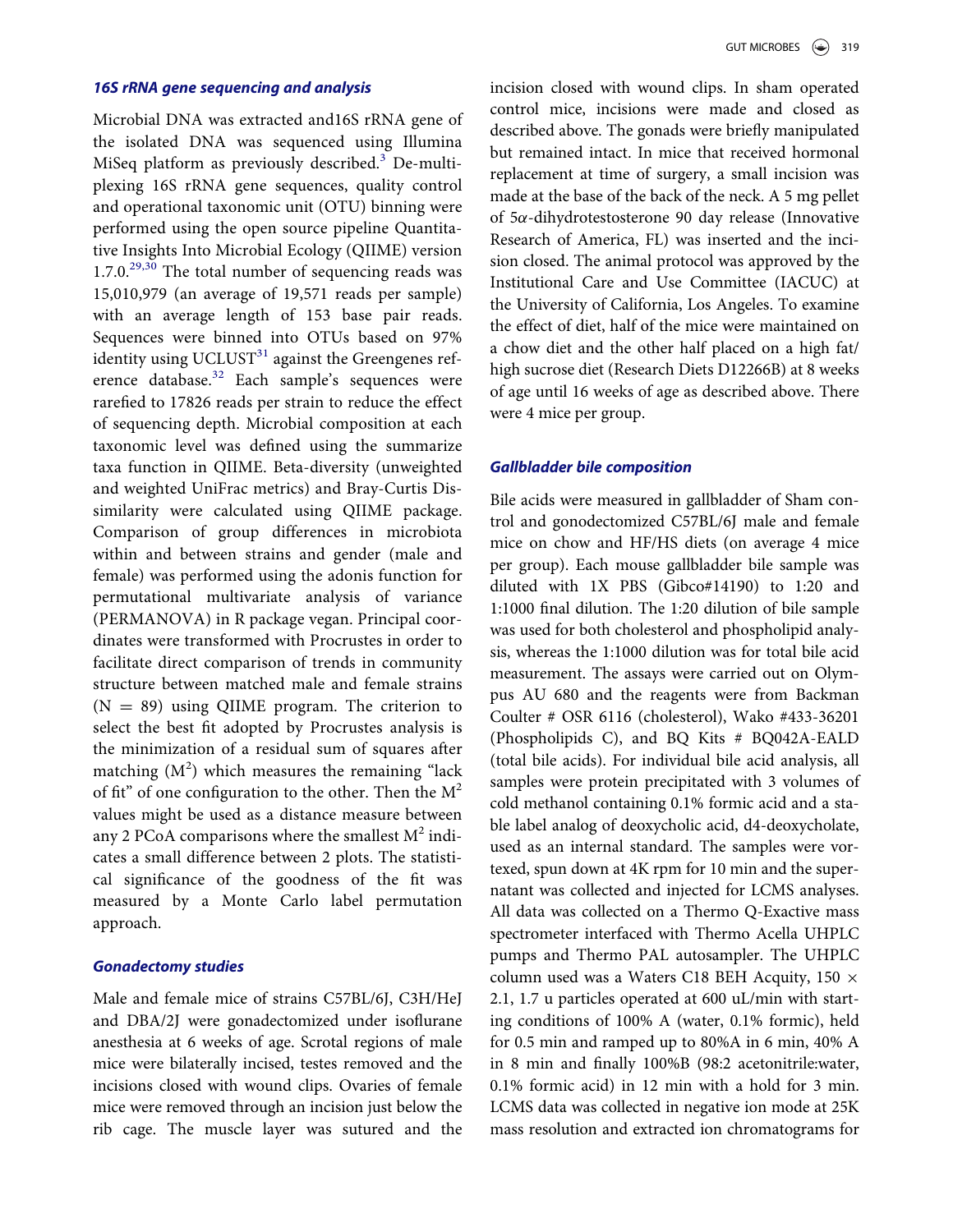### *16S rRNA gene sequencing and analysis*

Microbial DNA was extracted and16S rRNA gene of the isolated DNA was sequenced using Illumina MiSeq platform as previously described.[3] De-multiplexing 16S rRNA gene sequences, quality control and operational taxonomic unit (OTU) binning were performed using the open source pipeline Quantitative Insights Into Microbial Ecology (QIIME) version 1.7.0.[29,30] The total number of sequencing reads was 15,010,979 (an average of 19,571 reads per sample) with an average length of 153 base pair reads. Sequences were binned into OTUs based on 97% identity using UCLUST[31] against the Greengenes reference database.[32] Each sample's sequences were rarefied to 17826 reads per strain to reduce the effect of sequencing depth. Microbial composition at each taxonomic level was defined using the summarize taxa function in QIIME. Beta-diversity (unweighted and weighted UniFrac metrics) and Bray-Curtis Dissimilarity were calculated using QIIME package. Comparison of group differences in microbiota within and between strains and gender (male and female) was performed using the adonis function for permutational multivariate analysis of variance (PERMANOVA) in R package vegan. Principal coordinates were transformed with Procrustes in order to facilitate direct comparison of trends in community structure between matched male and female strains ($N = 89$) using QIIME program. The criterion to select the best fit adopted by Procrustes analysis is the minimization of a residual sum of squares after matching ($M^2$) which measures the remaining "lack of fit" of one configuration to the other. Then the $M^2$ values might be used as a distance measure between any 2 PCoA comparisons where the smallest $M^2$ indicates a small difference between 2 plots. The statistical significance of the goodness of the fit was measured by a Monte Carlo label permutation approach.

### *Gonadectomy studies*

Male and female mice of strains C57BL/6J, C3H/HeJ and DBA/2J were gonadectomized under isoflurane anesthesia at 6 weeks of age. Scrotal regions of male mice were bilaterally incised, testes removed and the incisions closed with wound clips. Ovaries of female mice were removed through an incision just below the rib cage. The muscle layer was sutured and the incision closed with wound clips. In sham operated control mice, incisions were made and closed as described above. The gonads were briefly manipulated but remained intact. In mice that received hormonal replacement at time of surgery, a small incision was made at the base of the back of the neck. A 5 mg pellet of 5$\alpha$-dihydrotestosterone 90 day release (Innovative Research of America, FL) was inserted and the incision closed. The animal protocol was approved by the Institutional Care and Use Committee (IACUC) at the University of California, Los Angeles. To examine the effect of diet, half of the mice were maintained on a chow diet and the other half placed on a high fat/high sucrose diet (Research Diets D12266B) at 8 weeks of age until 16 weeks of age as described above. There were 4 mice per group.

### *Gallbladder bile composition*

Bile acids were measured in gallbladder of Sham control and gonodectomized C57BL/6J male and female mice on chow and HF/HS diets (on average 4 mice per group). Each mouse gallbladder bile sample was diluted with 1X PBS (Gibco#14190) to 1:20 and 1:1000 final dilution. The 1:20 dilution of bile sample was used for both cholesterol and phospholipid analysis, whereas the 1:1000 dilution was for total bile acid measurement. The assays were carried out on Olympus AU 680 and the reagents were from Backman Coulter # OSR 6116 (cholesterol), Wako #433-36201 (Phospholipids C), and BQ Kits # BQ042A-EALD (total bile acids). For individual bile acid analysis, all samples were protein precipitated with 3 volumes of cold methanol containing 0.1% formic acid and a stable label analog of deoxycholic acid, d4-deoxycholate, used as an internal standard. The samples were vortexed, spun down at 4K rpm for 10 min and the supernatant was collected and injected for LCMS analyses. All data was collected on a Thermo Q-Exactive mass spectrometer interfaced with Thermo Acella UHPLC pumps and Thermo PAL autosampler. The UHPLC column used was a Waters C18 BEH Acquity, 150 × 2.1, 1.7 u particles operated at 600 uL/min with starting conditions of 100% A (water, 0.1% formic), held for 0.5 min and ramped up to 80%A in 6 min, 40% A in 8 min and finally 100%B (98:2 acetonitrile:water, 0.1% formic acid) in 12 min with a hold for 3 min. LCMS data was collected in negative ion mode at 25K mass resolution and extracted ion chromatograms for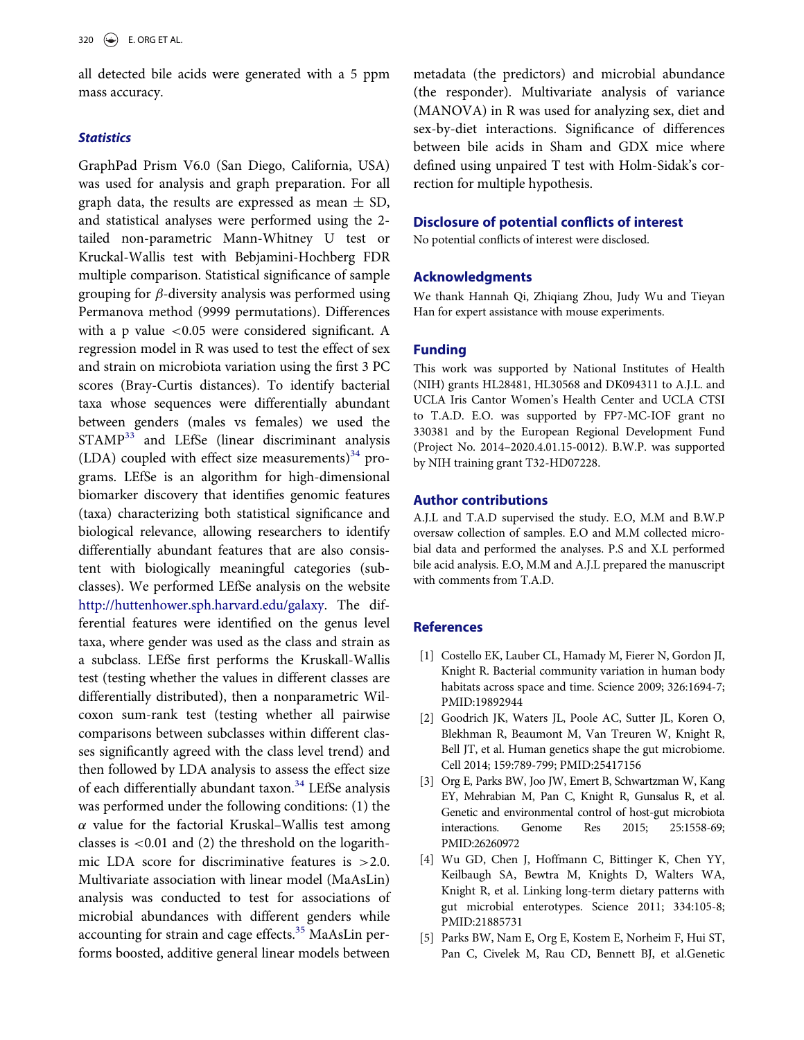all detected bile acids were generated with a 5 ppm mass accuracy.

### *Statistics*

GraphPad Prism V6.0 (San Diego, California, USA) was used for analysis and graph preparation. For all graph data, the results are expressed as mean $\pm$ SD, and statistical analyses were performed using the 2-tailed non-parametric Mann-Whitney U test or Kruckal-Wallis test with Bebjamini-Hochberg FDR multiple comparison. Statistical significance of sample grouping for $\beta$-diversity analysis was performed using Permanova method (9999 permutations). Differences with a p value $<0.05$ were considered significant. A regression model in R was used to test the effect of sex and strain on microbiota variation using the first 3 PC scores (Bray-Curtis distances). To identify bacterial taxa whose sequences were differentially abundant between genders (males vs females) we used the STAMP[33] and LEfSe (linear discriminant analysis (LDA) coupled with effect size measurements)[34] programs. LEfSe is an algorithm for high-dimensional biomarker discovery that identifies genomic features (taxa) characterizing both statistical significance and biological relevance, allowing researchers to identify differentially abundant features that are also consistent with biologically meaningful categories (subclasses). We performed LEfSe analysis on the website http://huttenhower.sph.harvard.edu/galaxy. The differential features were identified on the genus level taxa, where gender was used as the class and strain as a subclass. LEfSe first performs the Kruskall-Wallis test (testing whether the values in different classes are differentially distributed), then a nonparametric Wilcoxon sum-rank test (testing whether all pairwise comparisons between subclasses within different classes significantly agreed with the class level trend) and then followed by LDA analysis to assess the effect size of each differentially abundant taxon.[34] LEfSe analysis was performed under the following conditions: (1) the $\alpha$ value for the factorial Kruskal–Wallis test among classes is $<0.01$ and (2) the threshold on the logarithmic LDA score for discriminative features is $>2.0$. Multivariate association with linear model (MaAsLin) analysis was conducted to test for associations of microbial abundances with different genders while accounting for strain and cage effects.[35] MaAsLin performs boosted, additive general linear models between metadata (the predictors) and microbial abundance (the responder). Multivariate analysis of variance (MANOVA) in R was used for analyzing sex, diet and sex-by-diet interactions. Significance of differences between bile acids in Sham and GDX mice where defined using unpaired T test with Holm-Sidak's correction for multiple hypothesis.

## Disclosure of potential conflicts of interest

No potential conflicts of interest were disclosed.

## Acknowledgments

We thank Hannah Qi, Zhiqiang Zhou, Judy Wu and Tieyan Han for expert assistance with mouse experiments.

## Funding

This work was supported by National Institutes of Health (NIH) grants HL28481, HL30568 and DK094311 to A.J.L. and UCLA Iris Cantor Women's Health Center and UCLA CTSI to T.A.D. E.O. was supported by FP7-MC-IOF grant no 330381 and by the European Regional Development Fund (Project No. 2014–2020.4.01.15-0012). B.W.P. was supported by NIH training grant T32-HD07228.

## Author contributions

A.J.L and T.A.D supervised the study. E.O, M.M and B.W.P oversaw collection of samples. E.O and M.M collected microbial data and performed the analyses. P.S and X.L performed bile acid analysis. E.O, M.M and A.J.L prepared the manuscript with comments from T.A.D.

## References

[1] Costello EK, Lauber CL, Hamady M, Fierer N, Gordon JI, Knight R. Bacterial community variation in human body habitats across space and time. Science 2009; 326:1694-7; PMID:19892944

[2] Goodrich JK, Waters JL, Poole AC, Sutter JL, Koren O, Blekhman R, Beaumont M, Van Treuren W, Knight R, Bell JT, et al. Human genetics shape the gut microbiome. Cell 2014; 159:789-799; PMID:25417156

[3] Org E, Parks BW, Joo JW, Emert B, Schwartzman W, Kang EY, Mehrabian M, Pan C, Knight R, Gunsalus R, et al. Genetic and environmental control of host-gut microbiota interactions. Genome Res 2015; 25:1558-69; PMID:26260972

[4] Wu GD, Chen J, Hoffmann C, Bittinger K, Chen YY, Keilbaugh SA, Bewtra M, Knights D, Walters WA, Knight R, et al. Linking long-term dietary patterns with gut microbial enterotypes. Science 2011; 334:105-8; PMID:21885731

[5] Parks BW, Nam E, Org E, Kostem E, Norheim F, Hui ST, Pan C, Civelek M, Rau CD, Bennett BJ, et al.Genetic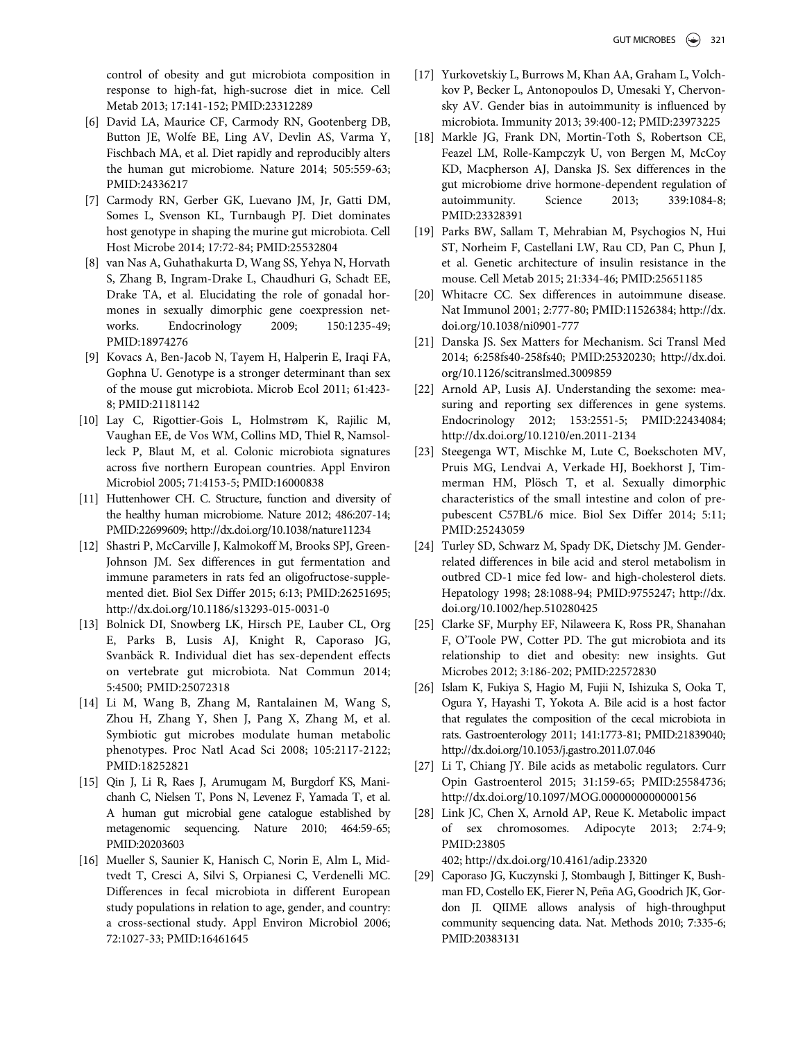control of obesity and gut microbiota composition in response to high-fat, high-sucrose diet in mice. Cell Metab 2013; 17:141-152; PMID:23312289

[6] David LA, Maurice CF, Carmody RN, Gootenberg DB, Button JE, Wolfe BE, Ling AV, Devlin AS, Varma Y, Fischbach MA, et al. Diet rapidly and reproducibly alters the human gut microbiome. Nature 2014; 505:559-63; PMID:24336217

[7] Carmody RN, Gerber GK, Luevano JM, Jr, Gatti DM, Somes L, Svenson KL, Turnbaugh PJ. Diet dominates host genotype in shaping the murine gut microbiota. Cell Host Microbe 2014; 17:72-84; PMID:25532804

[8] van Nas A, Guhathakurta D, Wang SS, Yehya N, Horvath S, Zhang B, Ingram-Drake L, Chaudhuri G, Schadt EE, Drake TA, et al. Elucidating the role of gonadal hormones in sexually dimorphic gene coexpression networks. Endocrinology 2009; 150:1235-49; PMID:18974276

[9] Kovacs A, Ben-Jacob N, Tayem H, Halperin E, Iraqi FA, Gophna U. Genotype is a stronger determinant than sex of the mouse gut microbiota. Microb Ecol 2011; 61:423-8; PMID:21181142

[10] Lay C, Rigottier-Gois L, Holmstrøm K, Rajilic M, Vaughan EE, de Vos WM, Collins MD, Thiel R, Namsolleck P, Blaut M, et al. Colonic microbiota signatures across five northern European countries. Appl Environ Microbiol 2005; 71:4153-5; PMID:16000838

[11] Huttenhower CH. C. Structure, function and diversity of the healthy human microbiome. Nature 2012; 486:207-14; PMID:22699609; http://dx.doi.org/10.1038/nature11234

[12] Shastri P, McCarville J, Kalmokoff M, Brooks SPJ, Green-Johnson JM. Sex differences in gut fermentation and immune parameters in rats fed an oligofructose-supplemented diet. Biol Sex Differ 2015; 6:13; PMID:26251695; http://dx.doi.org/10.1186/s13293-015-0031-0

[13] Bolnick DI, Snowberg LK, Hirsch PE, Lauber CL, Org E, Parks B, Lusis AJ, Knight R, Caporaso JG, Svanbäck R. Individual diet has sex-dependent effects on vertebrate gut microbiota. Nat Commun 2014; 5:4500; PMID:25072318

[14] Li M, Wang B, Zhang M, Rantalainen M, Wang S, Zhou H, Zhang Y, Shen J, Pang X, Zhang M, et al. Symbiotic gut microbes modulate human metabolic phenotypes. Proc Natl Acad Sci 2008; 105:2117-2122; PMID:18252821

[15] Qin J, Li R, Raes J, Arumugam M, Burgdorf KS, Manichanh C, Nielsen T, Pons N, Levenez F, Yamada T, et al. A human gut microbial gene catalogue established by metagenomic sequencing. Nature 2010; 464:59-65; PMID:20203603

[16] Mueller S, Saunier K, Hanisch C, Norin E, Alm L, Midtvedt T, Cresci A, Silvi S, Orpianesi C, Verdenelli MC. Differences in fecal microbiota in different European study populations in relation to age, gender, and country: a cross-sectional study. Appl Environ Microbiol 2006; 72:1027-33; PMID:16461645

[17] Yurkovetskiy L, Burrows M, Khan AA, Graham L, Volchkov P, Becker L, Antonopoulos D, Umesaki Y, Chervonsky AV. Gender bias in autoimmunity is influenced by microbiota. Immunity 2013; 39:400-12; PMID:23973225

[18] Markle JG, Frank DN, Mortin-Toth S, Robertson CE, Feazel LM, Rolle-Kampczyk U, von Bergen M, McCoy KD, Macpherson AJ, Danska JS. Sex differences in the gut microbiome drive hormone-dependent regulation of autoimmunity. Science 2013; 339:1084-8; PMID:23328391

[19] Parks BW, Sallam T, Mehrabian M, Psychogios N, Hui ST, Norheim F, Castellani LW, Rau CD, Pan C, Phun J, et al. Genetic architecture of insulin resistance in the mouse. Cell Metab 2015; 21:334-46; PMID:25651185

[20] Whitacre CC. Sex differences in autoimmune disease. Nat Immunol 2001; 2:777-80; PMID:11526384; http://dx.doi.org/10.1038/ni0901-777

[21] Danska JS. Sex Matters for Mechanism. Sci Transl Med 2014; 6:258fs40-258fs40; PMID:25320230; http://dx.doi.org/10.1126/scitranslmed.3009859

[22] Arnold AP, Lusis AJ. Understanding the sexome: measuring and reporting sex differences in gene systems. Endocrinology 2012; 153:2551-5; PMID:22434084; http://dx.doi.org/10.1210/en.2011-2134

[23] Steegenga WT, Mischke M, Lute C, Boekschoten MV, Pruis MG, Lendvai A, Verkade HJ, Boekhorst J, Timmerman HM, Plösch T, et al. Sexually dimorphic characteristics of the small intestine and colon of prepubescent C57BL/6 mice. Biol Sex Differ 2014; 5:11; PMID:25243059

[24] Turley SD, Schwarz M, Spady DK, Dietschy JM. Gender-related differences in bile acid and sterol metabolism in outbred CD-1 mice fed low- and high-cholesterol diets. Hepatology 1998; 28:1088-94; PMID:9755247; http://dx.doi.org/10.1002/hep.510280425

[25] Clarke SF, Murphy EF, Nilaweera K, Ross PR, Shanahan F, O'Toole PW, Cotter PD. The gut microbiota and its relationship to diet and obesity: new insights. Gut Microbes 2012; 3:186-202; PMID:22572830

[26] Islam K, Fukiya S, Hagio M, Fujii N, Ishizuka S, Ooka T, Ogura Y, Hayashi T, Yokota A. Bile acid is a host factor that regulates the composition of the cecal microbiota in rats. Gastroenterology 2011; 141:1773-81; PMID:21839040; http://dx.doi.org/10.1053/j.gastro.2011.07.046

[27] Li T, Chiang JY. Bile acids as metabolic regulators. Curr Opin Gastroenterol 2015; 31:159-65; PMID:25584736; http://dx.doi.org/10.1097/MOG.0000000000000156

[28] Link JC, Chen X, Arnold AP, Reue K. Metabolic impact of sex chromosomes. Adipocyte 2013; 2:74-9; PMID:23805402; http://dx.doi.org/10.4161/adip.23320

[29] Caporaso JG, Kuczynski J, Stombaugh J, Bittinger K, Bushman FD, Costello EK, Fierer N, Peña AG, Goodrich JK, Gordon JI. QIIME allows analysis of high-throughput community sequencing data. Nat. Methods 2010; **7**:335-6; PMID:20383131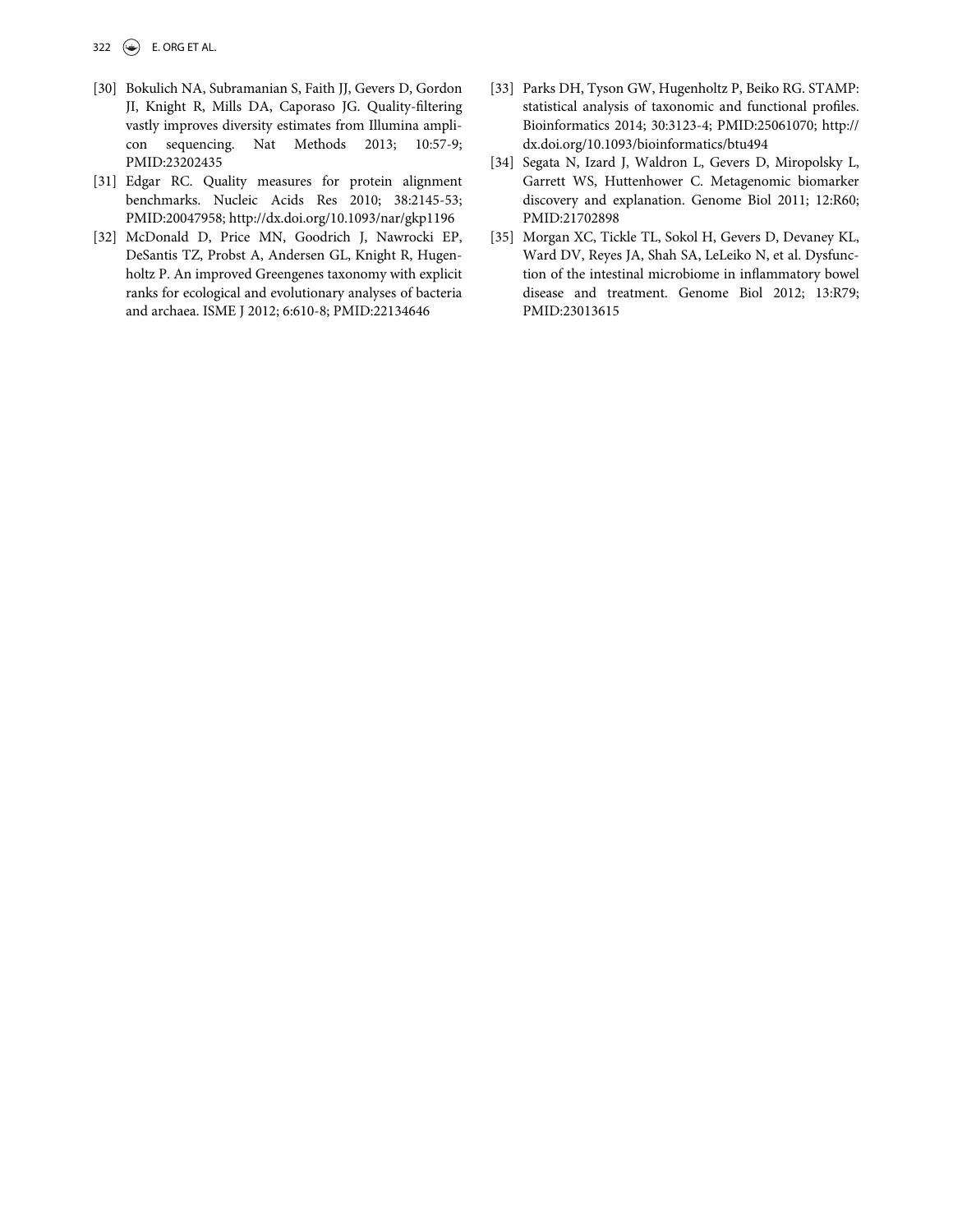[30] Bokulich NA, Subramanian S, Faith JJ, Gevers D, Gordon JI, Knight R, Mills DA, Caporaso JG. Quality-filtering vastly improves diversity estimates from Illumina amplicon sequencing. Nat Methods 2013; 10:57-9; PMID:23202435

[31] Edgar RC. Quality measures for protein alignment benchmarks. Nucleic Acids Res 2010; 38:2145-53; PMID:20047958; http://dx.doi.org/10.1093/nar/gkp1196

[32] McDonald D, Price MN, Goodrich J, Nawrocki EP, DeSantis TZ, Probst A, Andersen GL, Knight R, Hugenholtz P. An improved Greengenes taxonomy with explicit ranks for ecological and evolutionary analyses of bacteria and archaea. ISME J 2012; 6:610-8; PMID:22134646

[33] Parks DH, Tyson GW, Hugenholtz P, Beiko RG. STAMP: statistical analysis of taxonomic and functional profiles. Bioinformatics 2014; 30:3123-4; PMID:25061070; http://dx.doi.org/10.1093/bioinformatics/btu494

[34] Segata N, Izard J, Waldron L, Gevers D, Miropolsky L, Garrett WS, Huttenhower C. Metagenomic biomarker discovery and explanation. Genome Biol 2011; 12:R60; PMID:21702898

[35] Morgan XC, Tickle TL, Sokol H, Gevers D, Devaney KL, Ward DV, Reyes JA, Shah SA, LeLeiko N, et al. Dysfunction of the intestinal microbiome in inflammatory bowel disease and treatment. Genome Biol 2012; 13:R79; PMID:23013615